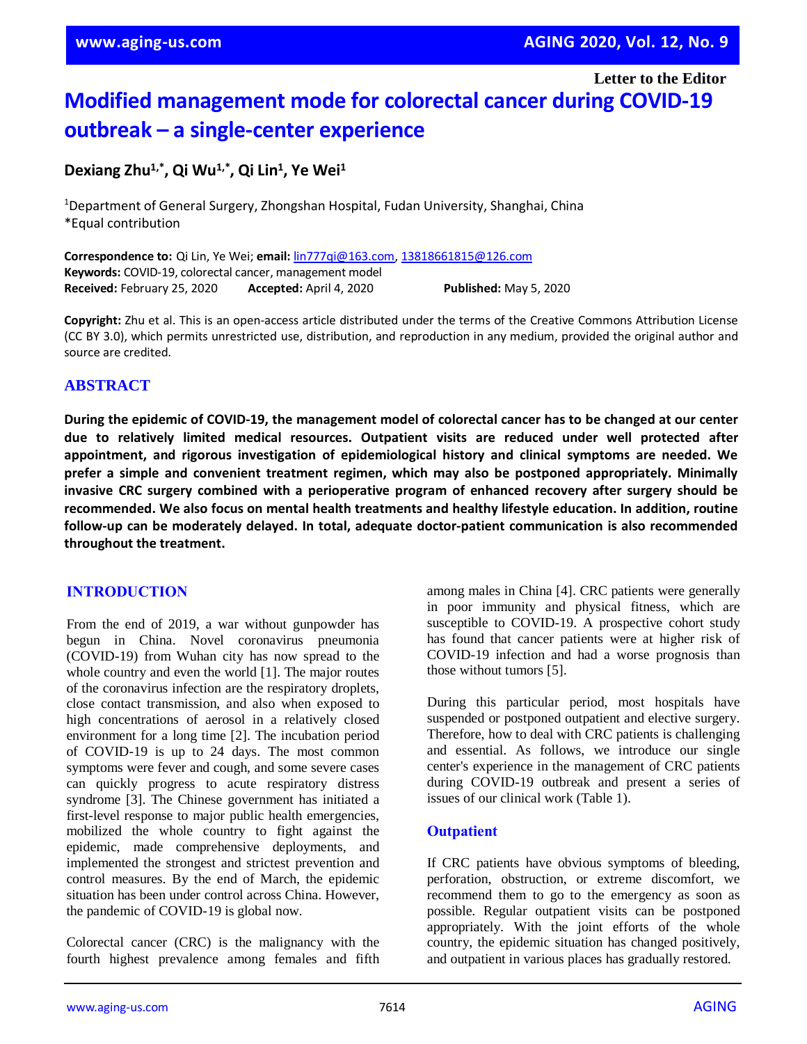Letter to the Editor

# Modified management mode for colorectal cancer during COVID-19 outbreak – a single-center experience

**Dexiang Zhu[1,*], Qi Wu[1,*], Qi Lin[1], Ye Wei[1]**

[1]Department of General Surgery, Zhongshan Hospital, Fudan University, Shanghai, China
*Equal contribution

**Correspondence to:** Qi Lin, Ye Wei; **email:** lin777qi@163.com, 13818661815@126.com
**Keywords:** COVID-19, colorectal cancer, management model
**Received:** February 25, 2020 **Accepted:** April 4, 2020 **Published:** May 5, 2020

**Copyright:** Zhu et al. This is an open-access article distributed under the terms of the Creative Commons Attribution License (CC BY 3.0), which permits unrestricted use, distribution, and reproduction in any medium, provided the original author and source are credited.

## ABSTRACT

**During the epidemic of COVID-19, the management model of colorectal cancer has to be changed at our center due to relatively limited medical resources. Outpatient visits are reduced under well protected after appointment, and rigorous investigation of epidemiological history and clinical symptoms are needed. We prefer a simple and convenient treatment regimen, which may also be postponed appropriately. Minimally invasive CRC surgery combined with a perioperative program of enhanced recovery after surgery should be recommended. We also focus on mental health treatments and healthy lifestyle education. In addition, routine follow-up can be moderately delayed. In total, adequate doctor-patient communication is also recommended throughout the treatment.**

## INTRODUCTION

From the end of 2019, a war without gunpowder has begun in China. Novel coronavirus pneumonia (COVID-19) from Wuhan city has now spread to the whole country and even the world [1]. The major routes of the coronavirus infection are the respiratory droplets, close contact transmission, and also when exposed to high concentrations of aerosol in a relatively closed environment for a long time [2]. The incubation period of COVID-19 is up to 24 days. The most common symptoms were fever and cough, and some severe cases can quickly progress to acute respiratory distress syndrome [3]. The Chinese government has initiated a first-level response to major public health emergencies, mobilized the whole country to fight against the epidemic, made comprehensive deployments, and implemented the strongest and strictest prevention and control measures. By the end of March, the epidemic situation has been under control across China. However, the pandemic of COVID-19 is global now.

Colorectal cancer (CRC) is the malignancy with the fourth highest prevalence among females and fifth among males in China [4]. CRC patients were generally in poor immunity and physical fitness, which are susceptible to COVID-19. A prospective cohort study has found that cancer patients were at higher risk of COVID-19 infection and had a worse prognosis than those without tumors [5].

During this particular period, most hospitals have suspended or postponed outpatient and elective surgery. Therefore, how to deal with CRC patients is challenging and essential. As follows, we introduce our single center's experience in the management of CRC patients during COVID-19 outbreak and present a series of issues of our clinical work (Table 1).

### Outpatient

If CRC patients have obvious symptoms of bleeding, perforation, obstruction, or extreme discomfort, we recommend them to go to the emergency as soon as possible. Regular outpatient visits can be postponed appropriately. With the joint efforts of the whole country, the epidemic situation has changed positively, and outpatient in various places has gradually restored.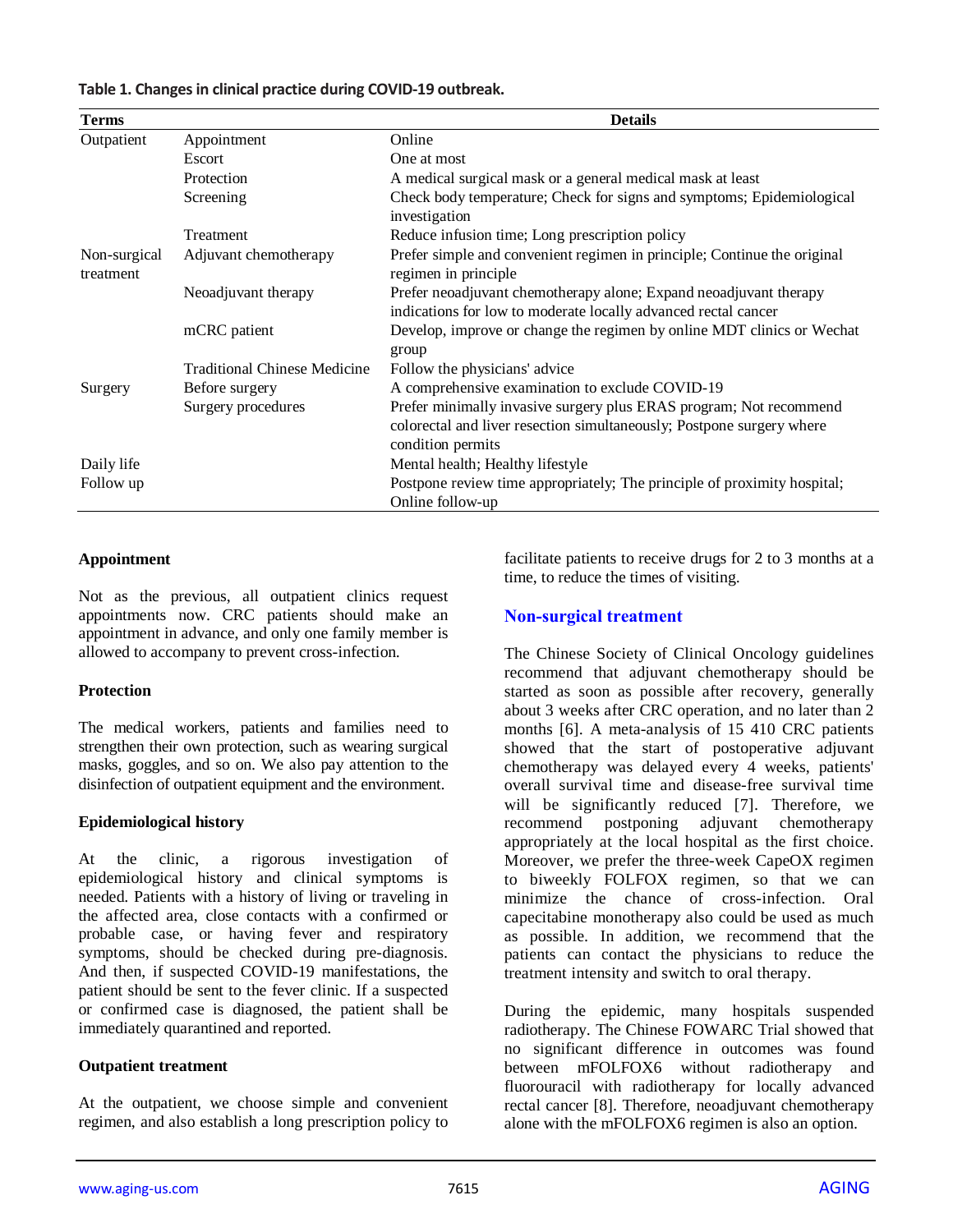**Table 1. Changes in clinical practice during COVID-19 outbreak.**

| Terms | | Details |
|---|---|---|
| Outpatient | Appointment | Online |
| | Escort | One at most |
| | Protection | A medical surgical mask or a general medical mask at least |
| | Screening | Check body temperature; Check for signs and symptoms; Epidemiological investigation |
| | Treatment | Reduce infusion time; Long prescription policy |
| Non-surgical treatment | Adjuvant chemotherapy | Prefer simple and convenient regimen in principle; Continue the original regimen in principle |
| | Neoadjuvant therapy | Prefer neoadjuvant chemotherapy alone; Expand neoadjuvant therapy indications for low to moderate locally advanced rectal cancer |
| | mCRC patient | Develop, improve or change the regimen by online MDT clinics or Wechat group |
| | Traditional Chinese Medicine | Follow the physicians' advice |
| Surgery | Before surgery | A comprehensive examination to exclude COVID-19 |
| | Surgery procedures | Prefer minimally invasive surgery plus ERAS program; Not recommend colorectal and liver resection simultaneously; Postpone surgery where condition permits |
| Daily life | | Mental health; Healthy lifestyle |
| Follow up | | Postpone review time appropriately; The principle of proximity hospital; Online follow-up |

**Appointment**

Not as the previous, all outpatient clinics request appointments now. CRC patients should make an appointment in advance, and only one family member is allowed to accompany to prevent cross-infection.

**Protection**

The medical workers, patients and families need to strengthen their own protection, such as wearing surgical masks, goggles, and so on. We also pay attention to the disinfection of outpatient equipment and the environment.

**Epidemiological history**

At the clinic, a rigorous investigation of epidemiological history and clinical symptoms is needed. Patients with a history of living or traveling in the affected area, close contacts with a confirmed or probable case, or having fever and respiratory symptoms, should be checked during pre-diagnosis. And then, if suspected COVID-19 manifestations, the patient should be sent to the fever clinic. If a suspected or confirmed case is diagnosed, the patient shall be immediately quarantined and reported.

**Outpatient treatment**

At the outpatient, we choose simple and convenient regimen, and also establish a long prescription policy to facilitate patients to receive drugs for 2 to 3 months at a time, to reduce the times of visiting.

## Non-surgical treatment

The Chinese Society of Clinical Oncology guidelines recommend that adjuvant chemotherapy should be started as soon as possible after recovery, generally about 3 weeks after CRC operation, and no later than 2 months [6]. A meta-analysis of 15 410 CRC patients showed that the start of postoperative adjuvant chemotherapy was delayed every 4 weeks, patients' overall survival time and disease-free survival time will be significantly reduced [7]. Therefore, we recommend postponing adjuvant chemotherapy appropriately at the local hospital as the first choice. Moreover, we prefer the three-week CapeOX regimen to biweekly FOLFOX regimen, so that we can minimize the chance of cross-infection. Oral capecitabine monotherapy also could be used as much as possible. In addition, we recommend that the patients can contact the physicians to reduce the treatment intensity and switch to oral therapy.

During the epidemic, many hospitals suspended radiotherapy. The Chinese FOWARC Trial showed that no significant difference in outcomes was found between mFOLFOX6 without radiotherapy and fluorouracil with radiotherapy for locally advanced rectal cancer [8]. Therefore, neoadjuvant chemotherapy alone with the mFOLFOX6 regimen is also an option.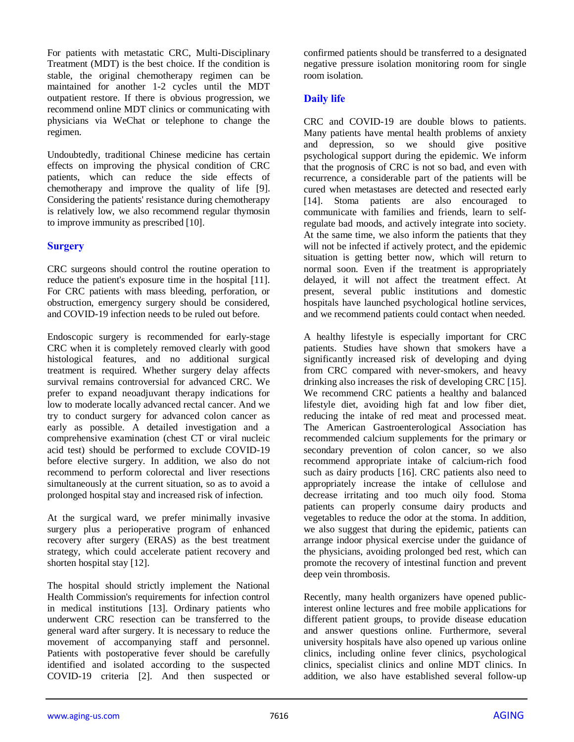For patients with metastatic CRC, Multi-Disciplinary Treatment (MDT) is the best choice. If the condition is stable, the original chemotherapy regimen can be maintained for another 1-2 cycles until the MDT outpatient restore. If there is obvious progression, we recommend online MDT clinics or communicating with physicians via WeChat or telephone to change the regimen.

Undoubtedly, traditional Chinese medicine has certain effects on improving the physical condition of CRC patients, which can reduce the side effects of chemotherapy and improve the quality of life [9]. Considering the patients' resistance during chemotherapy is relatively low, we also recommend regular thymosin to improve immunity as prescribed [10].

## Surgery

CRC surgeons should control the routine operation to reduce the patient's exposure time in the hospital [11]. For CRC patients with mass bleeding, perforation, or obstruction, emergency surgery should be considered, and COVID-19 infection needs to be ruled out before.

Endoscopic surgery is recommended for early-stage CRC when it is completely removed clearly with good histological features, and no additional surgical treatment is required. Whether surgery delay affects survival remains controversial for advanced CRC. We prefer to expand neoadjuvant therapy indications for low to moderate locally advanced rectal cancer. And we try to conduct surgery for advanced colon cancer as early as possible. A detailed investigation and a comprehensive examination (chest CT or viral nucleic acid test) should be performed to exclude COVID-19 before elective surgery. In addition, we also do not recommend to perform colorectal and liver resections simultaneously at the current situation, so as to avoid a prolonged hospital stay and increased risk of infection.

At the surgical ward, we prefer minimally invasive surgery plus a perioperative program of enhanced recovery after surgery (ERAS) as the best treatment strategy, which could accelerate patient recovery and shorten hospital stay [12].

The hospital should strictly implement the National Health Commission's requirements for infection control in medical institutions [13]. Ordinary patients who underwent CRC resection can be transferred to the general ward after surgery. It is necessary to reduce the movement of accompanying staff and personnel. Patients with postoperative fever should be carefully identified and isolated according to the suspected COVID-19 criteria [2]. And then suspected or confirmed patients should be transferred to a designated negative pressure isolation monitoring room for single room isolation.

## Daily life

CRC and COVID-19 are double blows to patients. Many patients have mental health problems of anxiety and depression, so we should give positive psychological support during the epidemic. We inform that the prognosis of CRC is not so bad, and even with recurrence, a considerable part of the patients will be cured when metastases are detected and resected early [14]. Stoma patients are also encouraged to communicate with families and friends, learn to self-regulate bad moods, and actively integrate into society. At the same time, we also inform the patients that they will not be infected if actively protect, and the epidemic situation is getting better now, which will return to normal soon. Even if the treatment is appropriately delayed, it will not affect the treatment effect. At present, several public institutions and domestic hospitals have launched psychological hotline services, and we recommend patients could contact when needed.

A healthy lifestyle is especially important for CRC patients. Studies have shown that smokers have a significantly increased risk of developing and dying from CRC compared with never-smokers, and heavy drinking also increases the risk of developing CRC [15]. We recommend CRC patients a healthy and balanced lifestyle diet, avoiding high fat and low fiber diet, reducing the intake of red meat and processed meat. The American Gastroenterological Association has recommended calcium supplements for the primary or secondary prevention of colon cancer, so we also recommend appropriate intake of calcium-rich food such as dairy products [16]. CRC patients also need to appropriately increase the intake of cellulose and decrease irritating and too much oily food. Stoma patients can properly consume dairy products and vegetables to reduce the odor at the stoma. In addition, we also suggest that during the epidemic, patients can arrange indoor physical exercise under the guidance of the physicians, avoiding prolonged bed rest, which can promote the recovery of intestinal function and prevent deep vein thrombosis.

Recently, many health organizers have opened public-interest online lectures and free mobile applications for different patient groups, to provide disease education and answer questions online. Furthermore, several university hospitals have also opened up various online clinics, including online fever clinics, psychological clinics, specialist clinics and online MDT clinics. In addition, we also have established several follow-up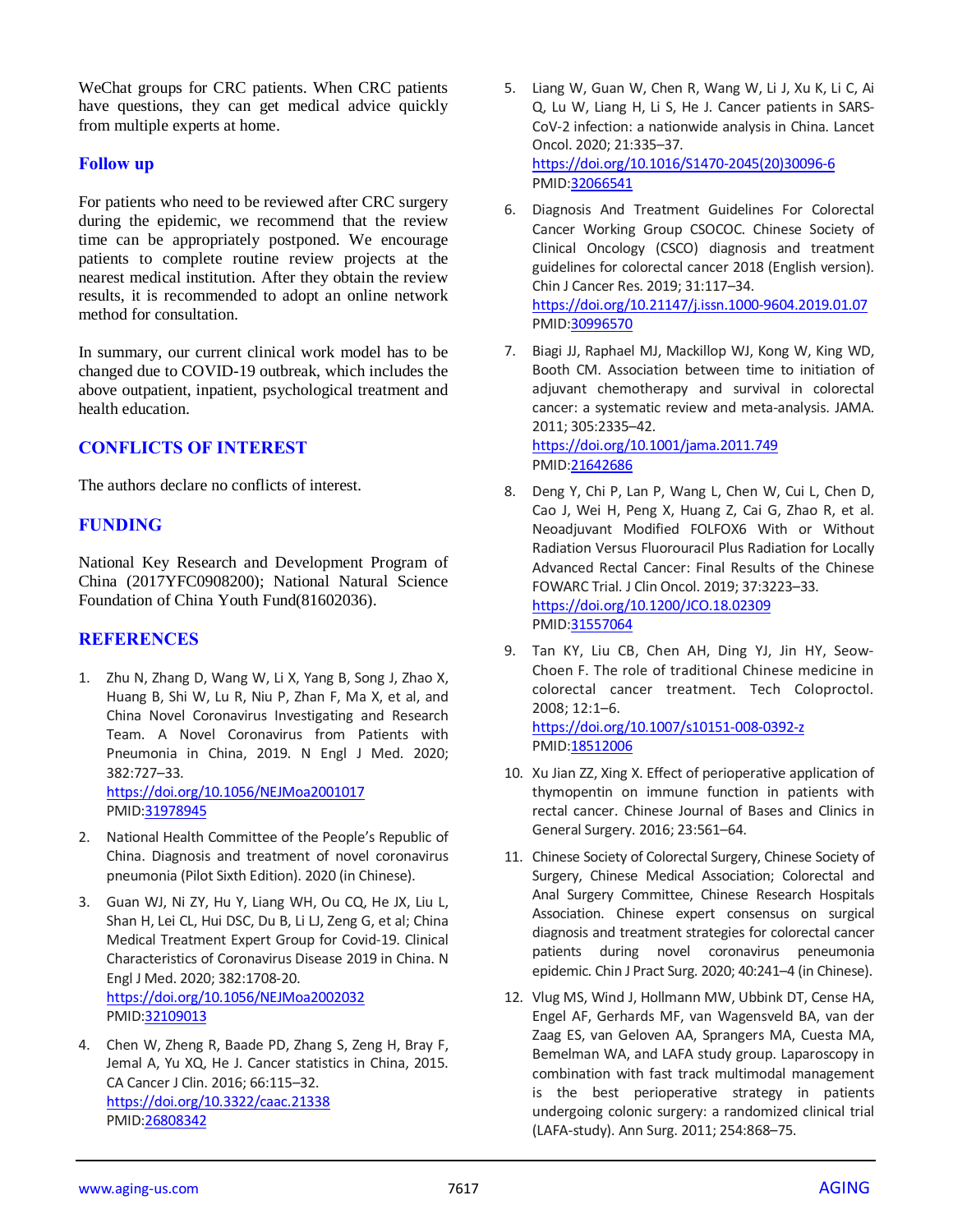WeChat groups for CRC patients. When CRC patients have questions, they can get medical advice quickly from multiple experts at home.

## Follow up

For patients who need to be reviewed after CRC surgery during the epidemic, we recommend that the review time can be appropriately postponed. We encourage patients to complete routine review projects at the nearest medical institution. After they obtain the review results, it is recommended to adopt an online network method for consultation.

In summary, our current clinical work model has to be changed due to COVID-19 outbreak, which includes the above outpatient, inpatient, psychological treatment and health education.

## CONFLICTS OF INTEREST

The authors declare no conflicts of interest.

## FUNDING

National Key Research and Development Program of China (2017YFC0908200); National Natural Science Foundation of China Youth Fund(81602036).

## REFERENCES

1. Zhu N, Zhang D, Wang W, Li X, Yang B, Song J, Zhao X, Huang B, Shi W, Lu R, Niu P, Zhan F, Ma X, et al, and China Novel Coronavirus Investigating and Research Team. A Novel Coronavirus from Patients with Pneumonia in China, 2019. N Engl J Med. 2020; 382:727–33. https://doi.org/10.1056/NEJMoa2001017 PMID:31978945

2. National Health Committee of the People's Republic of China. Diagnosis and treatment of novel coronavirus pneumonia (Pilot Sixth Edition). 2020 (in Chinese).

3. Guan WJ, Ni ZY, Hu Y, Liang WH, Ou CQ, He JX, Liu L, Shan H, Lei CL, Hui DSC, Du B, Li LJ, Zeng G, et al; China Medical Treatment Expert Group for Covid-19. Clinical Characteristics of Coronavirus Disease 2019 in China. N Engl J Med. 2020; 382:1708-20. https://doi.org/10.1056/NEJMoa2002032 PMID:32109013

4. Chen W, Zheng R, Baade PD, Zhang S, Zeng H, Bray F, Jemal A, Yu XQ, He J. Cancer statistics in China, 2015. CA Cancer J Clin. 2016; 66:115–32. https://doi.org/10.3322/caac.21338 PMID:26808342

5. Liang W, Guan W, Chen R, Wang W, Li J, Xu K, Li C, Ai Q, Lu W, Liang H, Li S, He J. Cancer patients in SARS-CoV-2 infection: a nationwide analysis in China. Lancet Oncol. 2020; 21:335–37. https://doi.org/10.1016/S1470-2045(20)30096-6 PMID:32066541

6. Diagnosis And Treatment Guidelines For Colorectal Cancer Working Group CSOCOC. Chinese Society of Clinical Oncology (CSCO) diagnosis and treatment guidelines for colorectal cancer 2018 (English version). Chin J Cancer Res. 2019; 31:117–34. https://doi.org/10.21147/j.issn.1000-9604.2019.01.07 PMID:30996570

7. Biagi JJ, Raphael MJ, Mackillop WJ, Kong W, King WD, Booth CM. Association between time to initiation of adjuvant chemotherapy and survival in colorectal cancer: a systematic review and meta-analysis. JAMA. 2011; 305:2335–42. https://doi.org/10.1001/jama.2011.749 PMID:21642686

8. Deng Y, Chi P, Lan P, Wang L, Chen W, Cui L, Chen D, Cao J, Wei H, Peng X, Huang Z, Cai G, Zhao R, et al. Neoadjuvant Modified FOLFOX6 With or Without Radiation Versus Fluorouracil Plus Radiation for Locally Advanced Rectal Cancer: Final Results of the Chinese FOWARC Trial. J Clin Oncol. 2019; 37:3223–33. https://doi.org/10.1200/JCO.18.02309 PMID:31557064

9. Tan KY, Liu CB, Chen AH, Ding YJ, Jin HY, Seow-Choen F. The role of traditional Chinese medicine in colorectal cancer treatment. Tech Coloproctol. 2008; 12:1–6. https://doi.org/10.1007/s10151-008-0392-z PMID:18512006

10. Xu Jian ZZ, Xing X. Effect of perioperative application of thymopentin on immune function in patients with rectal cancer. Chinese Journal of Bases and Clinics in General Surgery. 2016; 23:561–64.

11. Chinese Society of Colorectal Surgery, Chinese Society of Surgery, Chinese Medical Association; Colorectal and Anal Surgery Committee, Chinese Research Hospitals Association. Chinese expert consensus on surgical diagnosis and treatment strategies for colorectal cancer patients during novel coronavirus peneumonia epidemic. Chin J Pract Surg. 2020; 40:241–4 (in Chinese).

12. Vlug MS, Wind J, Hollmann MW, Ubbink DT, Cense HA, Engel AF, Gerhards MF, van Wagensveld BA, van der Zaag ES, van Geloven AA, Sprangers MA, Cuesta MA, Bemelman WA, and LAFA study group. Laparoscopy in combination with fast track multimodal management is the best perioperative strategy in patients undergoing colonic surgery: a randomized clinical trial (LAFA-study). Ann Surg. 2011; 254:868–75.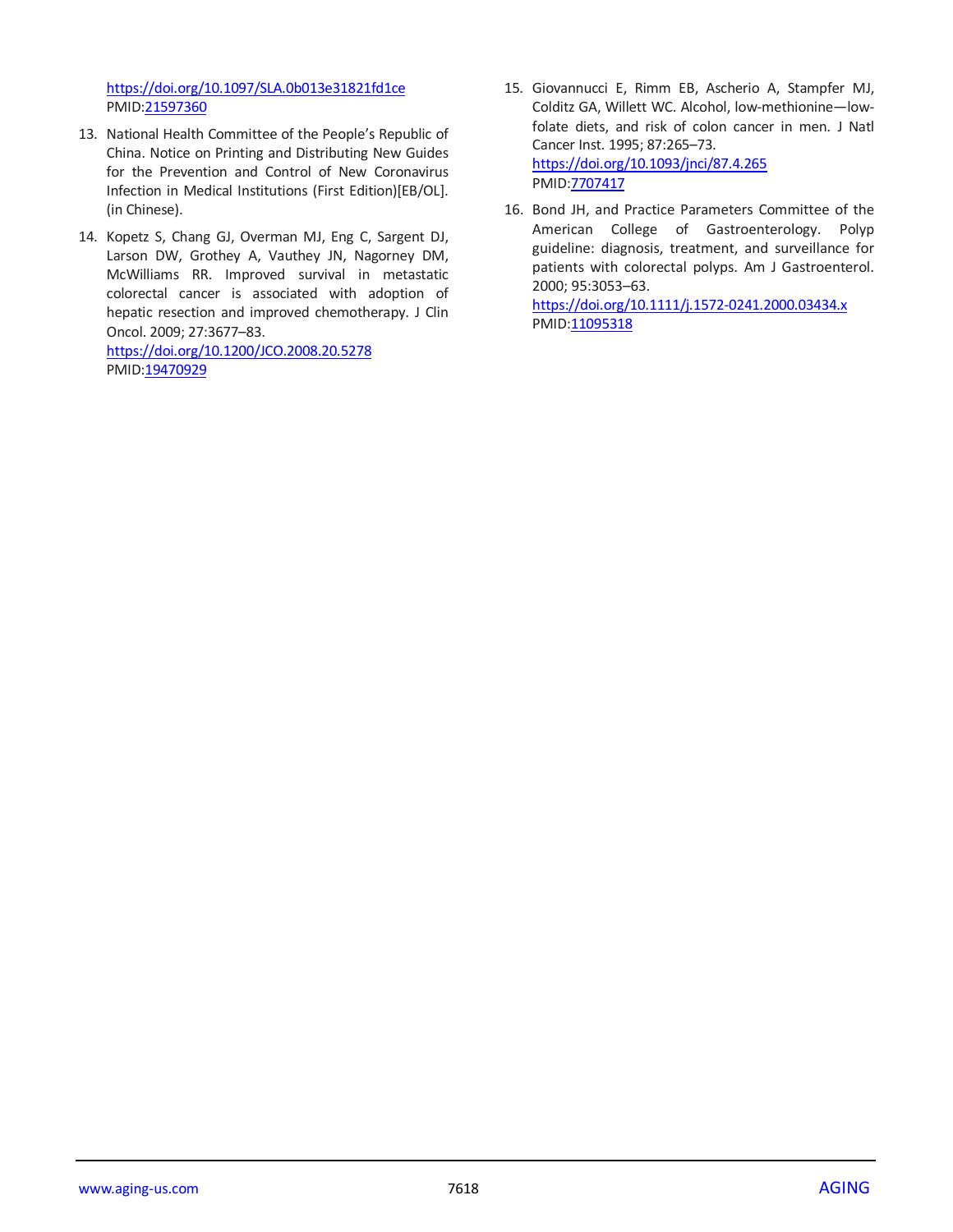https://doi.org/10.1097/SLA.0b013e31821fd1ce
PMID:21597360

13. National Health Committee of the People's Republic of China. Notice on Printing and Distributing New Guides for the Prevention and Control of New Coronavirus Infection in Medical Institutions (First Edition)[EB/OL]. (in Chinese).

14. Kopetz S, Chang GJ, Overman MJ, Eng C, Sargent DJ, Larson DW, Grothey A, Vauthey JN, Nagorney DM, McWilliams RR. Improved survival in metastatic colorectal cancer is associated with adoption of hepatic resection and improved chemotherapy. J Clin Oncol. 2009; 27:3677–83.
https://doi.org/10.1200/JCO.2008.20.5278
PMID:19470929

15. Giovannucci E, Rimm EB, Ascherio A, Stampfer MJ, Colditz GA, Willett WC. Alcohol, low-methionine—low-folate diets, and risk of colon cancer in men. J Natl Cancer Inst. 1995; 87:265–73.
https://doi.org/10.1093/jnci/87.4.265
PMID:7707417

16. Bond JH, and Practice Parameters Committee of the American College of Gastroenterology. Polyp guideline: diagnosis, treatment, and surveillance for patients with colorectal polyps. Am J Gastroenterol. 2000; 95:3053–63.
https://doi.org/10.1111/j.1572-0241.2000.03434.x
PMID:11095318